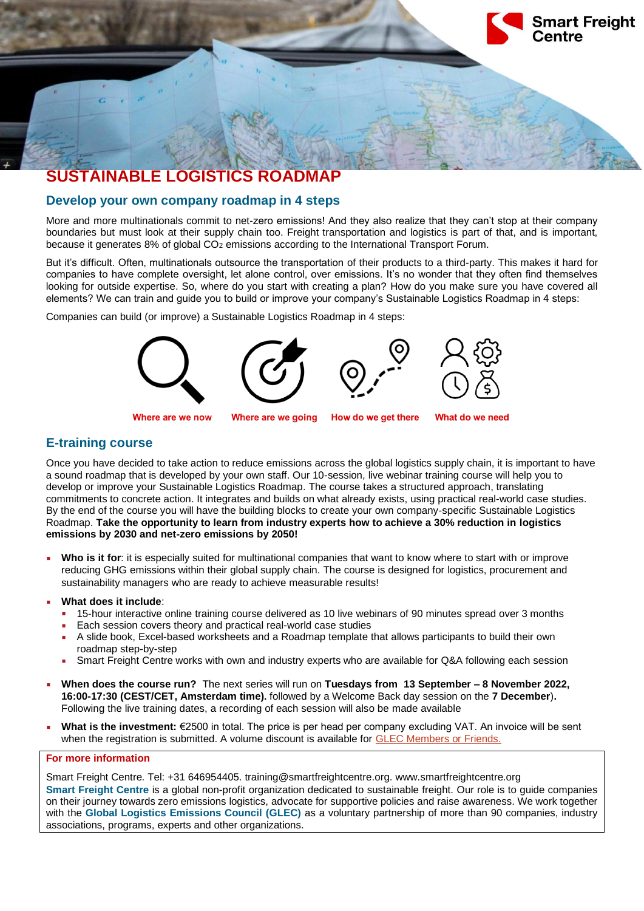Smart Freight Centre

# SUSTAINABLE LOGISTICS ROADMAP

## Develop your own company roadmap in 4 steps

More and more multinationals commit to net-zero emissions! And they also realize that they can't stop at their company boundaries but must look at their supply chain too. Freight transportation and logistics is part of that, and is important, because it generates 8% of global $CO_2$ emissions according to the International Transport Forum.

But it's difficult. Often, multinationals outsource the transportation of their products to a third-party. This makes it hard for companies to have complete oversight, let alone control, over emissions. It's no wonder that they often find themselves looking for outside expertise. So, where do you start with creating a plan? How do you make sure you have covered all elements? We can train and guide you to build or improve your company's Sustainable Logistics Roadmap in 4 steps:

Companies can build (or improve) a Sustainable Logistics Roadmap in 4 steps:

**Where are we now** | **Where are we going** | **How do we get there** | **What do we need**

## E-training course

Once you have decided to take action to reduce emissions across the global logistics supply chain, it is important to have a sound roadmap that is developed by your own staff. Our 10-session, live webinar training course will help you to develop or improve your Sustainable Logistics Roadmap. The course takes a structured approach, translating commitments to concrete action. It integrates and builds on what already exists, using practical real-world case studies. By the end of the course you will have the building blocks to create your own company-specific Sustainable Logistics Roadmap. **Take the opportunity to learn from industry experts how to achieve a 30% reduction in logistics emissions by 2030 and net-zero emissions by 2050!**

- **Who is it for**: it is especially suited for multinational companies that want to know where to start with or improve reducing GHG emissions within their global supply chain. The course is designed for logistics, procurement and sustainability managers who are ready to achieve measurable results!
- **What does it include**:
  - 15-hour interactive online training course delivered as 10 live webinars of 90 minutes spread over 3 months
  - Each session covers theory and practical real-world case studies
  - A slide book, Excel-based worksheets and a Roadmap template that allows participants to build their own roadmap step-by-step
  - Smart Freight Centre works with own and industry experts who are available for Q&A following each session
- **When does the course run?** The next series will run on **Tuesdays from 13 September – 8 November 2022, 16:00-17:30 (CEST/CET, Amsterdam time).** followed by a Welcome Back day session on the **7 December**). Following the live training dates, a recording of each session will also be made available
- **What is the investment:** €2500 in total. The price is per head per company excluding VAT. An invoice will be sent when the registration is submitted. A volume discount is available for GLEC Members or Friends.

**For more information**

Smart Freight Centre. Tel: +31 646954405. training@smartfreightcentre.org. www.smartfreightcentre.org
**Smart Freight Centre** is a global non-profit organization dedicated to sustainable freight. Our role is to guide companies on their journey towards zero emissions logistics, advocate for supportive policies and raise awareness. We work together with the **Global Logistics Emissions Council (GLEC)** as a voluntary partnership of more than 90 companies, industry associations, programs, experts and other organizations.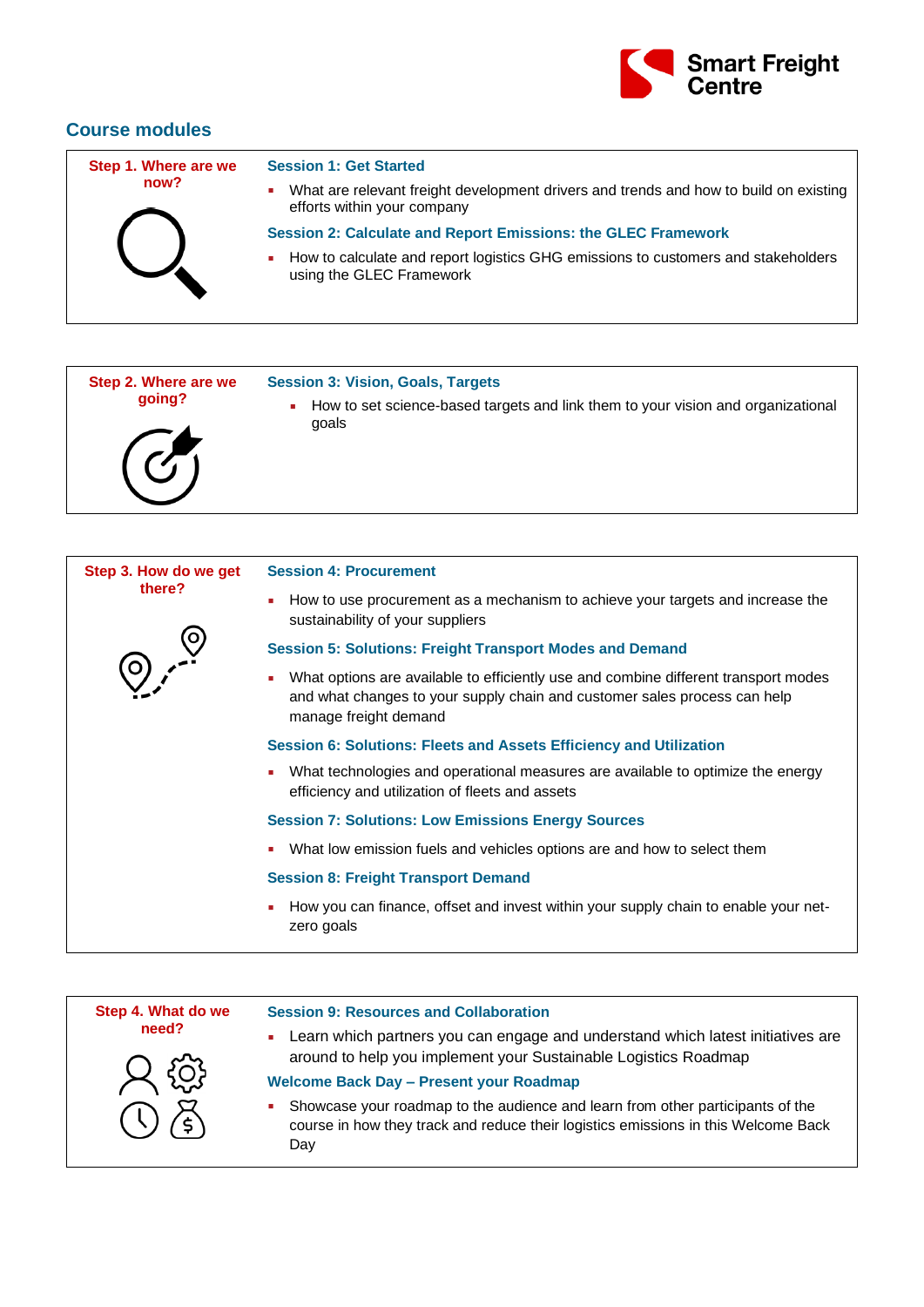## Course modules

| | |
|---|---|
| **Step 1. Where are we now?** | **Session 1: Get Started**<br>- What are relevant freight development drivers and trends and how to build on existing efforts within your company<br>**Session 2: Calculate and Report Emissions: the GLEC Framework**<br>- How to calculate and report logistics GHG emissions to customers and stakeholders using the GLEC Framework |
| **Step 2. Where are we going?** | **Session 3: Vision, Goals, Targets**<br>- How to set science-based targets and link them to your vision and organizational goals |
| **Step 3. How do we get there?** | **Session 4: Procurement**<br>- How to use procurement as a mechanism to achieve your targets and increase the sustainability of your suppliers<br>**Session 5: Solutions: Freight Transport Modes and Demand**<br>- What options are available to efficiently use and combine different transport modes and what changes to your supply chain and customer sales process can help manage freight demand<br>**Session 6: Solutions: Fleets and Assets Efficiency and Utilization**<br>- What technologies and operational measures are available to optimize the energy efficiency and utilization of fleets and assets<br>**Session 7: Solutions: Low Emissions Energy Sources**<br>- What low emission fuels and vehicles options are and how to select them<br>**Session 8: Freight Transport Demand**<br>- How you can finance, offset and invest within your supply chain to enable your net-zero goals |
| **Step 4. What do we need?** | **Session 9: Resources and Collaboration**<br>- Learn which partners you can engage and understand which latest initiatives are around to help you implement your Sustainable Logistics Roadmap<br>**Welcome Back Day – Present your Roadmap**<br>- Showcase your roadmap to the audience and learn from other participants of the course in how they track and reduce their logistics emissions in this Welcome Back Day |